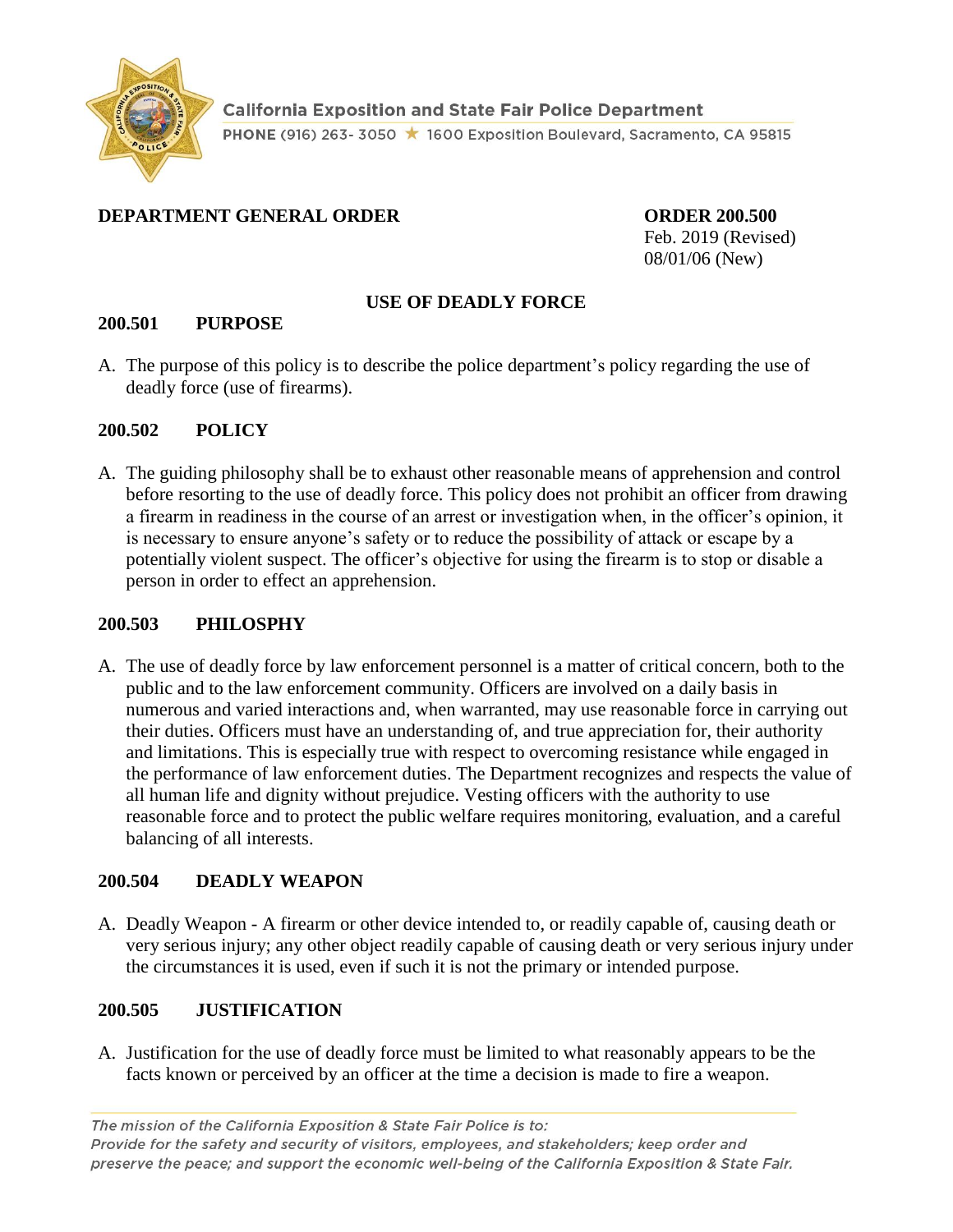California Exposition and State Fair Police Department

PHONE (916) 263- 3050 ★ 1600 Exposition Boulevard, Sacramento, CA 95815

**DEPARTMENT GENERAL ORDER**

**ORDER 200.500**
Feb. 2019 (Revised)
08/01/06 (New)

# USE OF DEADLY FORCE

## 200.501 PURPOSE

A. The purpose of this policy is to describe the police department's policy regarding the use of deadly force (use of firearms).

## 200.502 POLICY

A. The guiding philosophy shall be to exhaust other reasonable means of apprehension and control before resorting to the use of deadly force. This policy does not prohibit an officer from drawing a firearm in readiness in the course of an arrest or investigation when, in the officer's opinion, it is necessary to ensure anyone's safety or to reduce the possibility of attack or escape by a potentially violent suspect. The officer's objective for using the firearm is to stop or disable a person in order to effect an apprehension.

## 200.503 PHILOSPHY

A. The use of deadly force by law enforcement personnel is a matter of critical concern, both to the public and to the law enforcement community. Officers are involved on a daily basis in numerous and varied interactions and, when warranted, may use reasonable force in carrying out their duties. Officers must have an understanding of, and true appreciation for, their authority and limitations. This is especially true with respect to overcoming resistance while engaged in the performance of law enforcement duties. The Department recognizes and respects the value of all human life and dignity without prejudice. Vesting officers with the authority to use reasonable force and to protect the public welfare requires monitoring, evaluation, and a careful balancing of all interests.

## 200.504 DEADLY WEAPON

A. Deadly Weapon - A firearm or other device intended to, or readily capable of, causing death or very serious injury; any other object readily capable of causing death or very serious injury under the circumstances it is used, even if such it is not the primary or intended purpose.

## 200.505 JUSTIFICATION

A. Justification for the use of deadly force must be limited to what reasonably appears to be the facts known or perceived by an officer at the time a decision is made to fire a weapon.

*The mission of the California Exposition & State Fair Police is to:*
*Provide for the safety and security of visitors, employees, and stakeholders; keep order and preserve the peace; and support the economic well-being of the California Exposition & State Fair.*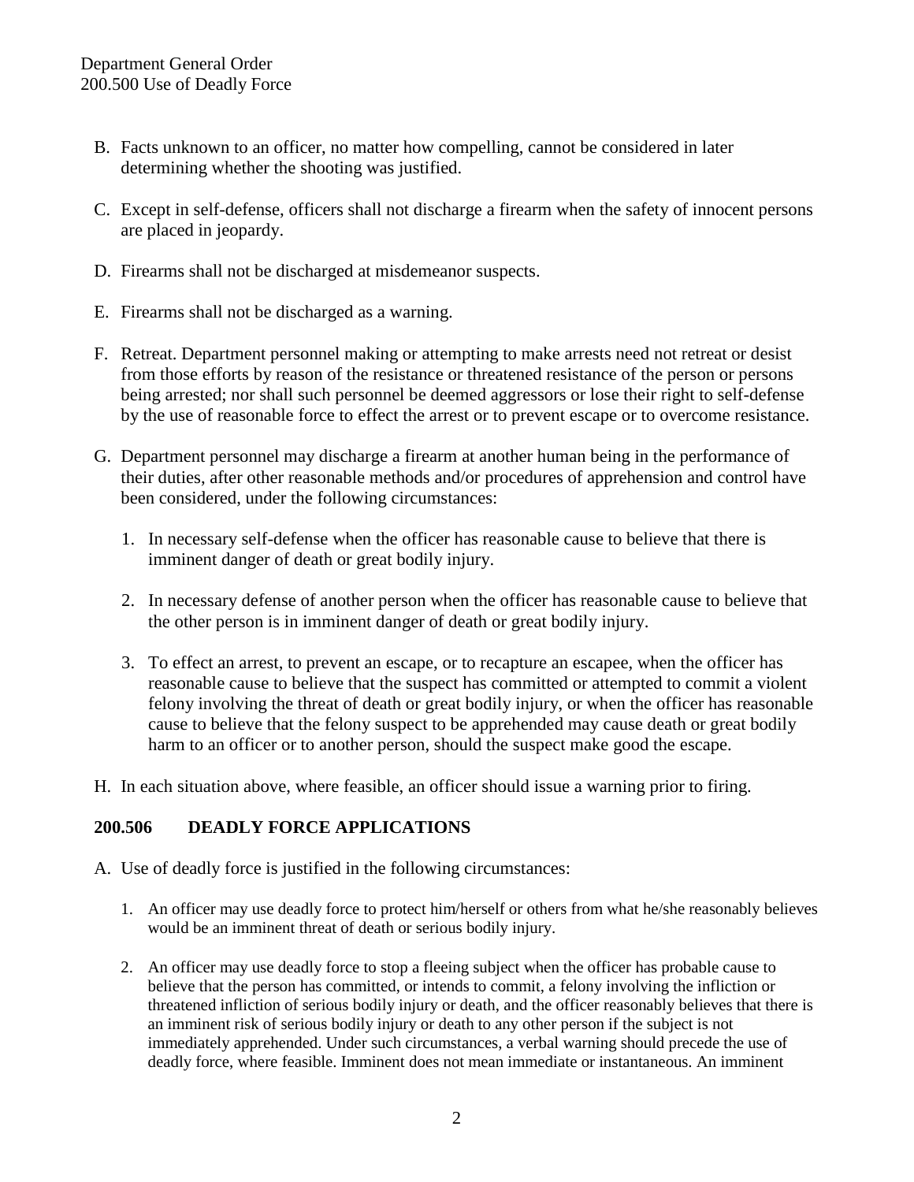B. Facts unknown to an officer, no matter how compelling, cannot be considered in later determining whether the shooting was justified.

C. Except in self-defense, officers shall not discharge a firearm when the safety of innocent persons are placed in jeopardy.

D. Firearms shall not be discharged at misdemeanor suspects.

E. Firearms shall not be discharged as a warning.

F. Retreat. Department personnel making or attempting to make arrests need not retreat or desist from those efforts by reason of the resistance or threatened resistance of the person or persons being arrested; nor shall such personnel be deemed aggressors or lose their right to self-defense by the use of reasonable force to effect the arrest or to prevent escape or to overcome resistance.

G. Department personnel may discharge a firearm at another human being in the performance of their duties, after other reasonable methods and/or procedures of apprehension and control have been considered, under the following circumstances:

   1. In necessary self-defense when the officer has reasonable cause to believe that there is imminent danger of death or great bodily injury.

   2. In necessary defense of another person when the officer has reasonable cause to believe that the other person is in imminent danger of death or great bodily injury.

   3. To effect an arrest, to prevent an escape, or to recapture an escapee, when the officer has reasonable cause to believe that the suspect has committed or attempted to commit a violent felony involving the threat of death or great bodily injury, or when the officer has reasonable cause to believe that the felony suspect to be apprehended may cause death or great bodily harm to an officer or to another person, should the suspect make good the escape.

H. In each situation above, where feasible, an officer should issue a warning prior to firing.

## 200.506 DEADLY FORCE APPLICATIONS

A. Use of deadly force is justified in the following circumstances:

   1. An officer may use deadly force to protect him/herself or others from what he/she reasonably believes would be an imminent threat of death or serious bodily injury.

   2. An officer may use deadly force to stop a fleeing subject when the officer has probable cause to believe that the person has committed, or intends to commit, a felony involving the infliction or threatened infliction of serious bodily injury or death, and the officer reasonably believes that there is an imminent risk of serious bodily injury or death to any other person if the subject is not immediately apprehended. Under such circumstances, a verbal warning should precede the use of deadly force, where feasible. Imminent does not mean immediate or instantaneous. An imminent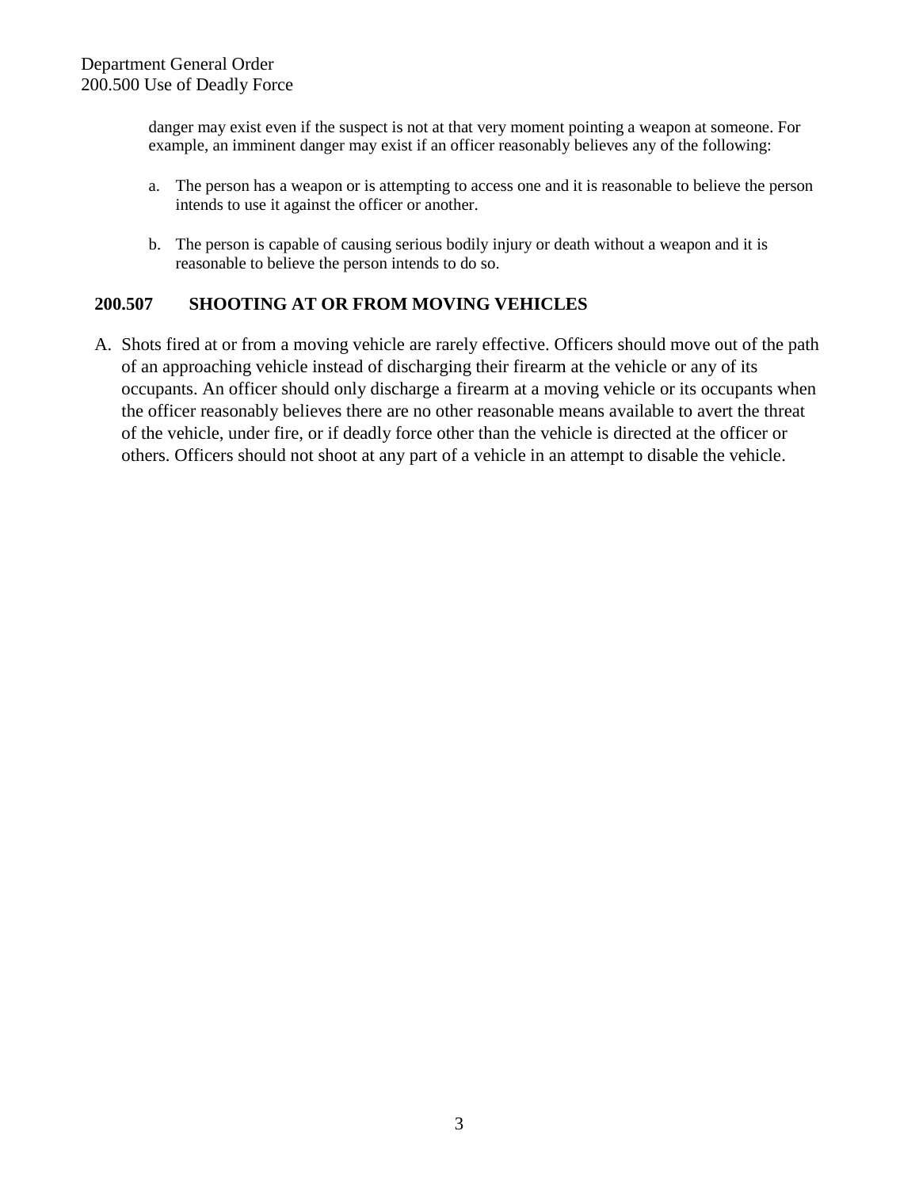danger may exist even if the suspect is not at that very moment pointing a weapon at someone. For example, an imminent danger may exist if an officer reasonably believes any of the following:

a. The person has a weapon or is attempting to access one and it is reasonable to believe the person intends to use it against the officer or another.

b. The person is capable of causing serious bodily injury or death without a weapon and it is reasonable to believe the person intends to do so.

## 200.507 SHOOTING AT OR FROM MOVING VEHICLES

A. Shots fired at or from a moving vehicle are rarely effective. Officers should move out of the path of an approaching vehicle instead of discharging their firearm at the vehicle or any of its occupants. An officer should only discharge a firearm at a moving vehicle or its occupants when the officer reasonably believes there are no other reasonable means available to avert the threat of the vehicle, under fire, or if deadly force other than the vehicle is directed at the officer or others. Officers should not shoot at any part of a vehicle in an attempt to disable the vehicle.